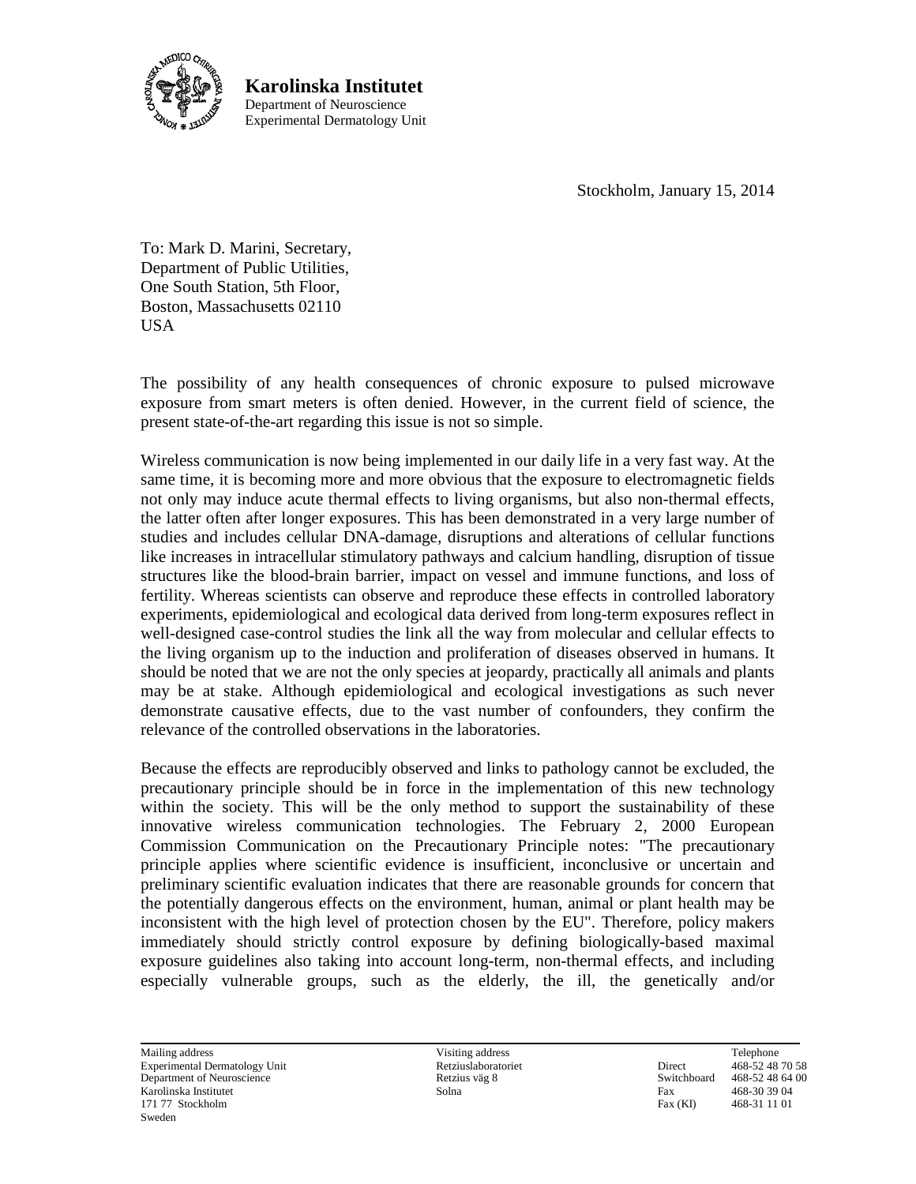**Karolinska Institutet**
Department of Neuroscience
Experimental Dermatology Unit

Stockholm, January 15, 2014

To: Mark D. Marini, Secretary,
Department of Public Utilities,
One South Station, 5th Floor,
Boston, Massachusetts 02110
USA

The possibility of any health consequences of chronic exposure to pulsed microwave exposure from smart meters is often denied. However, in the current field of science, the present state-of-the-art regarding this issue is not so simple.

Wireless communication is now being implemented in our daily life in a very fast way. At the same time, it is becoming more and more obvious that the exposure to electromagnetic fields not only may induce acute thermal effects to living organisms, but also non-thermal effects, the latter often after longer exposures. This has been demonstrated in a very large number of studies and includes cellular DNA-damage, disruptions and alterations of cellular functions like increases in intracellular stimulatory pathways and calcium handling, disruption of tissue structures like the blood-brain barrier, impact on vessel and immune functions, and loss of fertility. Whereas scientists can observe and reproduce these effects in controlled laboratory experiments, epidemiological and ecological data derived from long-term exposures reflect in well-designed case-control studies the link all the way from molecular and cellular effects to the living organism up to the induction and proliferation of diseases observed in humans. It should be noted that we are not the only species at jeopardy, practically all animals and plants may be at stake. Although epidemiological and ecological investigations as such never demonstrate causative effects, due to the vast number of confounders, they confirm the relevance of the controlled observations in the laboratories.

Because the effects are reproducibly observed and links to pathology cannot be excluded, the precautionary principle should be in force in the implementation of this new technology within the society. This will be the only method to support the sustainability of these innovative wireless communication technologies. The February 2, 2000 European Commission Communication on the Precautionary Principle notes: "The precautionary principle applies where scientific evidence is insufficient, inconclusive or uncertain and preliminary scientific evaluation indicates that there are reasonable grounds for concern that the potentially dangerous effects on the environment, human, animal or plant health may be inconsistent with the high level of protection chosen by the EU". Therefore, policy makers immediately should strictly control exposure by defining biologically-based maximal exposure guidelines also taking into account long-term, non-thermal effects, and including especially vulnerable groups, such as the elderly, the ill, the genetically and/or

| Mailing address | Visiting address | | Telephone |
|---|---|---|---|
| Experimental Dermatology Unit | Retziuslaboratoriet | Direct | 468-52 48 70 58 |
| Department of Neuroscience | Retzius väg 8 | Switchboard | 468-52 48 64 00 |
| Karolinska Institutet | Solna | Fax | 468-30 39 04 |
| 171 77 Stockholm | | Fax (KI) | 468-31 11 01 |
| Sweden | | | |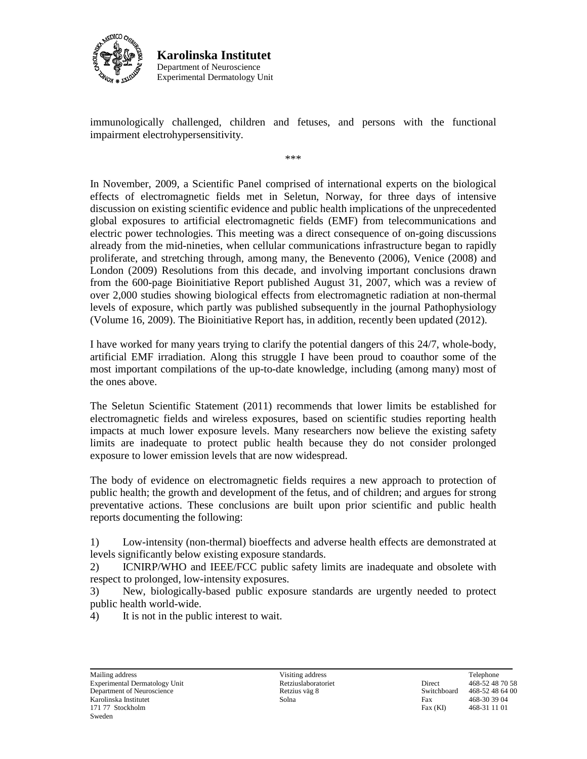immunologically challenged, children and fetuses, and persons with the functional impairment electrohypersensitivity.

***

In November, 2009, a Scientific Panel comprised of international experts on the biological effects of electromagnetic fields met in Seletun, Norway, for three days of intensive discussion on existing scientific evidence and public health implications of the unprecedented global exposures to artificial electromagnetic fields (EMF) from telecommunications and electric power technologies. This meeting was a direct consequence of on-going discussions already from the mid-nineties, when cellular communications infrastructure began to rapidly proliferate, and stretching through, among many, the Benevento (2006), Venice (2008) and London (2009) Resolutions from this decade, and involving important conclusions drawn from the 600-page Bioinitiative Report published August 31, 2007, which was a review of over 2,000 studies showing biological effects from electromagnetic radiation at non-thermal levels of exposure, which partly was published subsequently in the journal Pathophysiology (Volume 16, 2009). The Bioinitiative Report has, in addition, recently been updated (2012).

I have worked for many years trying to clarify the potential dangers of this 24/7, whole-body, artificial EMF irradiation. Along this struggle I have been proud to coauthor some of the most important compilations of the up-to-date knowledge, including (among many) most of the ones above.

The Seletun Scientific Statement (2011) recommends that lower limits be established for electromagnetic fields and wireless exposures, based on scientific studies reporting health impacts at much lower exposure levels. Many researchers now believe the existing safety limits are inadequate to protect public health because they do not consider prolonged exposure to lower emission levels that are now widespread.

The body of evidence on electromagnetic fields requires a new approach to protection of public health; the growth and development of the fetus, and of children; and argues for strong preventative actions. These conclusions are built upon prior scientific and public health reports documenting the following:

1) Low-intensity (non-thermal) bioeffects and adverse health effects are demonstrated at levels significantly below existing exposure standards.
2) ICNIRP/WHO and IEEE/FCC public safety limits are inadequate and obsolete with respect to prolonged, low-intensity exposures.
3) New, biologically-based public exposure standards are urgently needed to protect public health world-wide.
4) It is not in the public interest to wait.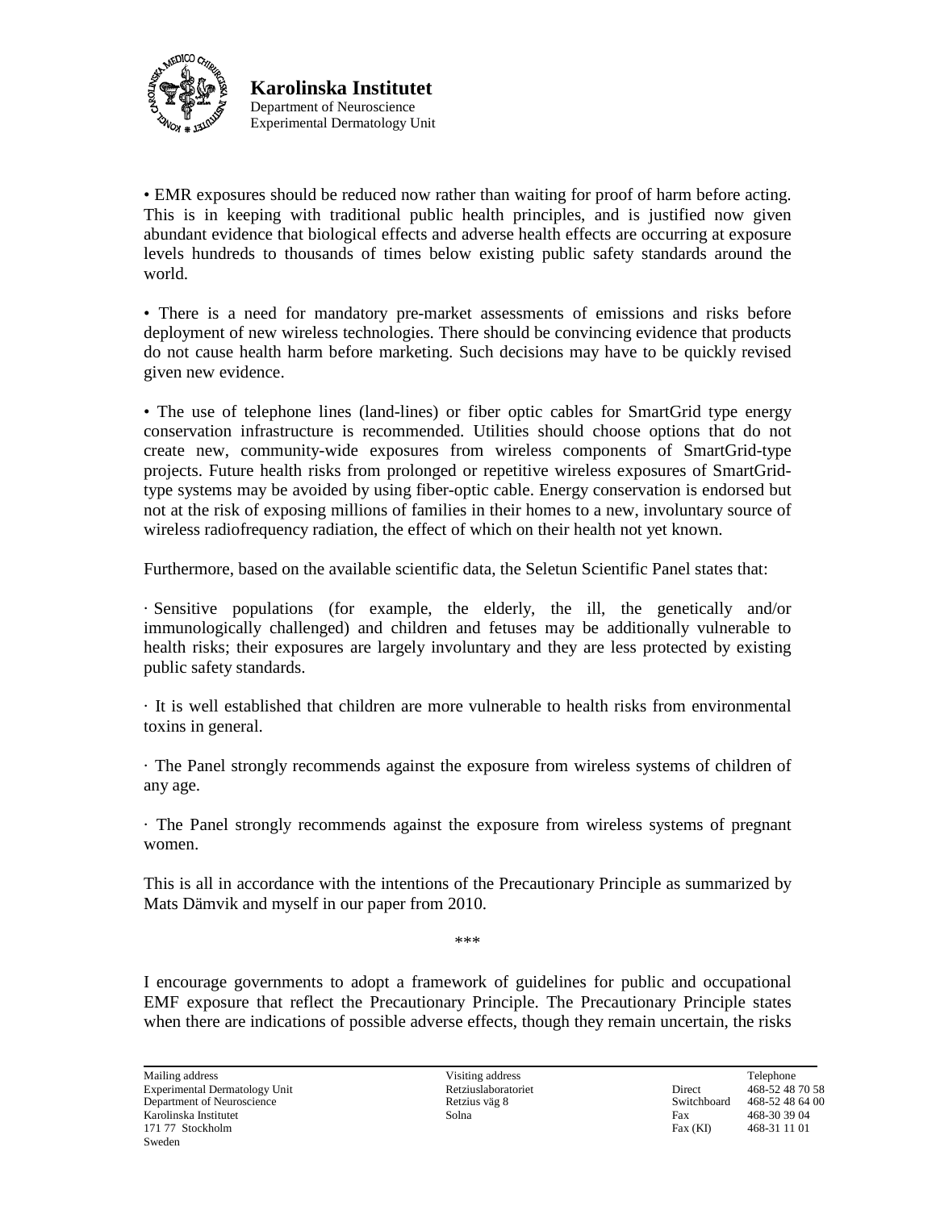• EMR exposures should be reduced now rather than waiting for proof of harm before acting. This is in keeping with traditional public health principles, and is justified now given abundant evidence that biological effects and adverse health effects are occurring at exposure levels hundreds to thousands of times below existing public safety standards around the world.

• There is a need for mandatory pre-market assessments of emissions and risks before deployment of new wireless technologies. There should be convincing evidence that products do not cause health harm before marketing. Such decisions may have to be quickly revised given new evidence.

• The use of telephone lines (land-lines) or fiber optic cables for SmartGrid type energy conservation infrastructure is recommended. Utilities should choose options that do not create new, community-wide exposures from wireless components of SmartGrid-type projects. Future health risks from prolonged or repetitive wireless exposures of SmartGrid-type systems may be avoided by using fiber-optic cable. Energy conservation is endorsed but not at the risk of exposing millions of families in their homes to a new, involuntary source of wireless radiofrequency radiation, the effect of which on their health not yet known.

Furthermore, based on the available scientific data, the Seletun Scientific Panel states that:

· Sensitive populations (for example, the elderly, the ill, the genetically and/or immunologically challenged) and children and fetuses may be additionally vulnerable to health risks; their exposures are largely involuntary and they are less protected by existing public safety standards.

· It is well established that children are more vulnerable to health risks from environmental toxins in general.

· The Panel strongly recommends against the exposure from wireless systems of children of any age.

· The Panel strongly recommends against the exposure from wireless systems of pregnant women.

This is all in accordance with the intentions of the Precautionary Principle as summarized by Mats Dämvik and myself in our paper from 2010.

***

I encourage governments to adopt a framework of guidelines for public and occupational EMF exposure that reflect the Precautionary Principle. The Precautionary Principle states when there are indications of possible adverse effects, though they remain uncertain, the risks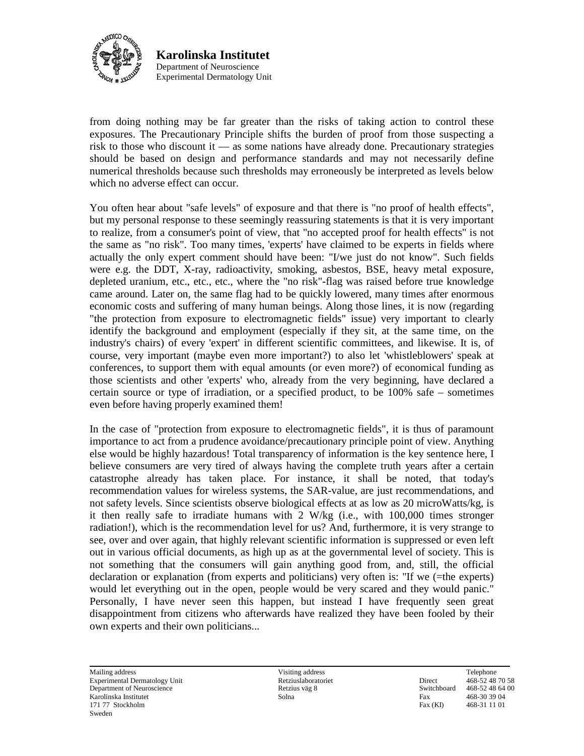from doing nothing may be far greater than the risks of taking action to control these exposures. The Precautionary Principle shifts the burden of proof from those suspecting a risk to those who discount it — as some nations have already done. Precautionary strategies should be based on design and performance standards and may not necessarily define numerical thresholds because such thresholds may erroneously be interpreted as levels below which no adverse effect can occur.

You often hear about "safe levels" of exposure and that there is "no proof of health effects", but my personal response to these seemingly reassuring statements is that it is very important to realize, from a consumer's point of view, that "no accepted proof for health effects" is not the same as "no risk". Too many times, 'experts' have claimed to be experts in fields where actually the only expert comment should have been: "I/we just do not know". Such fields were e.g. the DDT, X-ray, radioactivity, smoking, asbestos, BSE, heavy metal exposure, depleted uranium, etc., etc., etc., where the "no risk"-flag was raised before true knowledge came around. Later on, the same flag had to be quickly lowered, many times after enormous economic costs and suffering of many human beings. Along those lines, it is now (regarding "the protection from exposure to electromagnetic fields" issue) very important to clearly identify the background and employment (especially if they sit, at the same time, on the industry's chairs) of every 'expert' in different scientific committees, and likewise. It is, of course, very important (maybe even more important?) to also let 'whistleblowers' speak at conferences, to support them with equal amounts (or even more?) of economical funding as those scientists and other 'experts' who, already from the very beginning, have declared a certain source or type of irradiation, or a specified product, to be 100% safe – sometimes even before having properly examined them!

In the case of "protection from exposure to electromagnetic fields", it is thus of paramount importance to act from a prudence avoidance/precautionary principle point of view. Anything else would be highly hazardous! Total transparency of information is the key sentence here, I believe consumers are very tired of always having the complete truth years after a certain catastrophe already has taken place. For instance, it shall be noted, that today's recommendation values for wireless systems, the SAR-value, are just recommendations, and not safety levels. Since scientists observe biological effects at as low as 20 microWatts/kg, is it then really safe to irradiate humans with 2 W/kg (i.e., with 100,000 times stronger radiation!), which is the recommendation level for us? And, furthermore, it is very strange to see, over and over again, that highly relevant scientific information is suppressed or even left out in various official documents, as high up as at the governmental level of society. This is not something that the consumers will gain anything good from, and, still, the official declaration or explanation (from experts and politicians) very often is: "If we (=the experts) would let everything out in the open, people would be very scared and they would panic." Personally, I have never seen this happen, but instead I have frequently seen great disappointment from citizens who afterwards have realized they have been fooled by their own experts and their own politicians...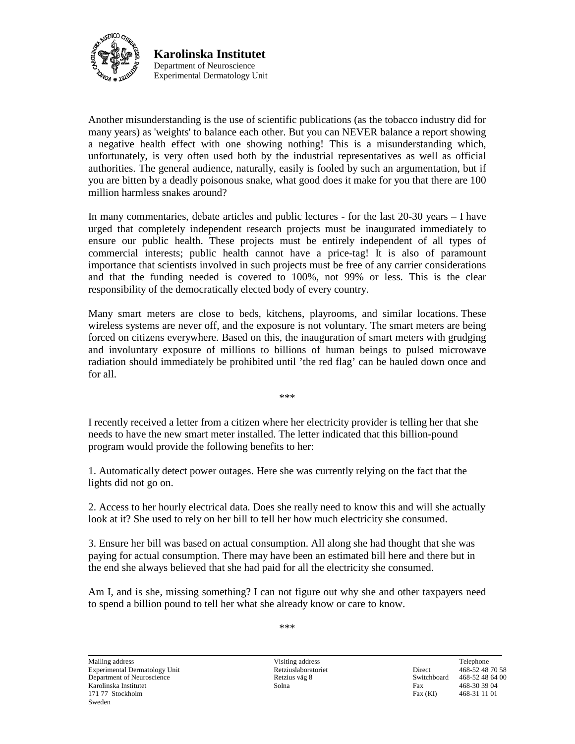Another misunderstanding is the use of scientific publications (as the tobacco industry did for many years) as 'weights' to balance each other. But you can NEVER balance a report showing a negative health effect with one showing nothing! This is a misunderstanding which, unfortunately, is very often used both by the industrial representatives as well as official authorities. The general audience, naturally, easily is fooled by such an argumentation, but if you are bitten by a deadly poisonous snake, what good does it make for you that there are 100 million harmless snakes around?

In many commentaries, debate articles and public lectures - for the last 20-30 years – I have urged that completely independent research projects must be inaugurated immediately to ensure our public health. These projects must be entirely independent of all types of commercial interests; public health cannot have a price-tag! It is also of paramount importance that scientists involved in such projects must be free of any carrier considerations and that the funding needed is covered to 100%, not 99% or less. This is the clear responsibility of the democratically elected body of every country.

Many smart meters are close to beds, kitchens, playrooms, and similar locations. These wireless systems are never off, and the exposure is not voluntary. The smart meters are being forced on citizens everywhere. Based on this, the inauguration of smart meters with grudging and involuntary exposure of millions to billions of human beings to pulsed microwave radiation should immediately be prohibited until 'the red flag' can be hauled down once and for all.

***

I recently received a letter from a citizen where her electricity provider is telling her that she needs to have the new smart meter installed. The letter indicated that this billion-pound program would provide the following benefits to her:

1. Automatically detect power outages. Here she was currently relying on the fact that the lights did not go on.

2. Access to her hourly electrical data. Does she really need to know this and will she actually look at it? She used to rely on her bill to tell her how much electricity she consumed.

3. Ensure her bill was based on actual consumption. All along she had thought that she was paying for actual consumption. There may have been an estimated bill here and there but in the end she always believed that she had paid for all the electricity she consumed.

Am I, and is she, missing something? I can not figure out why she and other taxpayers need to spend a billion pound to tell her what she already know or care to know.

***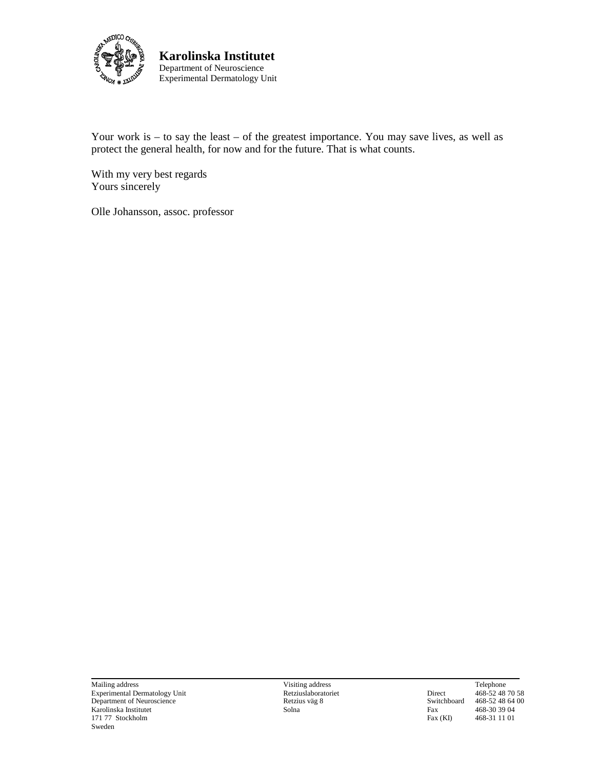**Karolinska Institutet**
Department of Neuroscience
Experimental Dermatology Unit

Your work is – to say the least – of the greatest importance. You may save lives, as well as protect the general health, for now and for the future. That is what counts.

With my very best regards
Yours sincerely

Olle Johansson, assoc. professor

Mailing address
Experimental Dermatology Unit
Department of Neuroscience
Karolinska Institutet
171 77 Stockholm
Sweden

Visiting address
Retziuslaboratoriet
Retzius väg 8
Solna

| | |
|---|---|
| Telephone | |
| Direct | 468-52 48 70 58 |
| Switchboard | 468-52 48 64 00 |
| Fax | 468-30 39 04 |
| Fax (KI) | 468-31 11 01 |